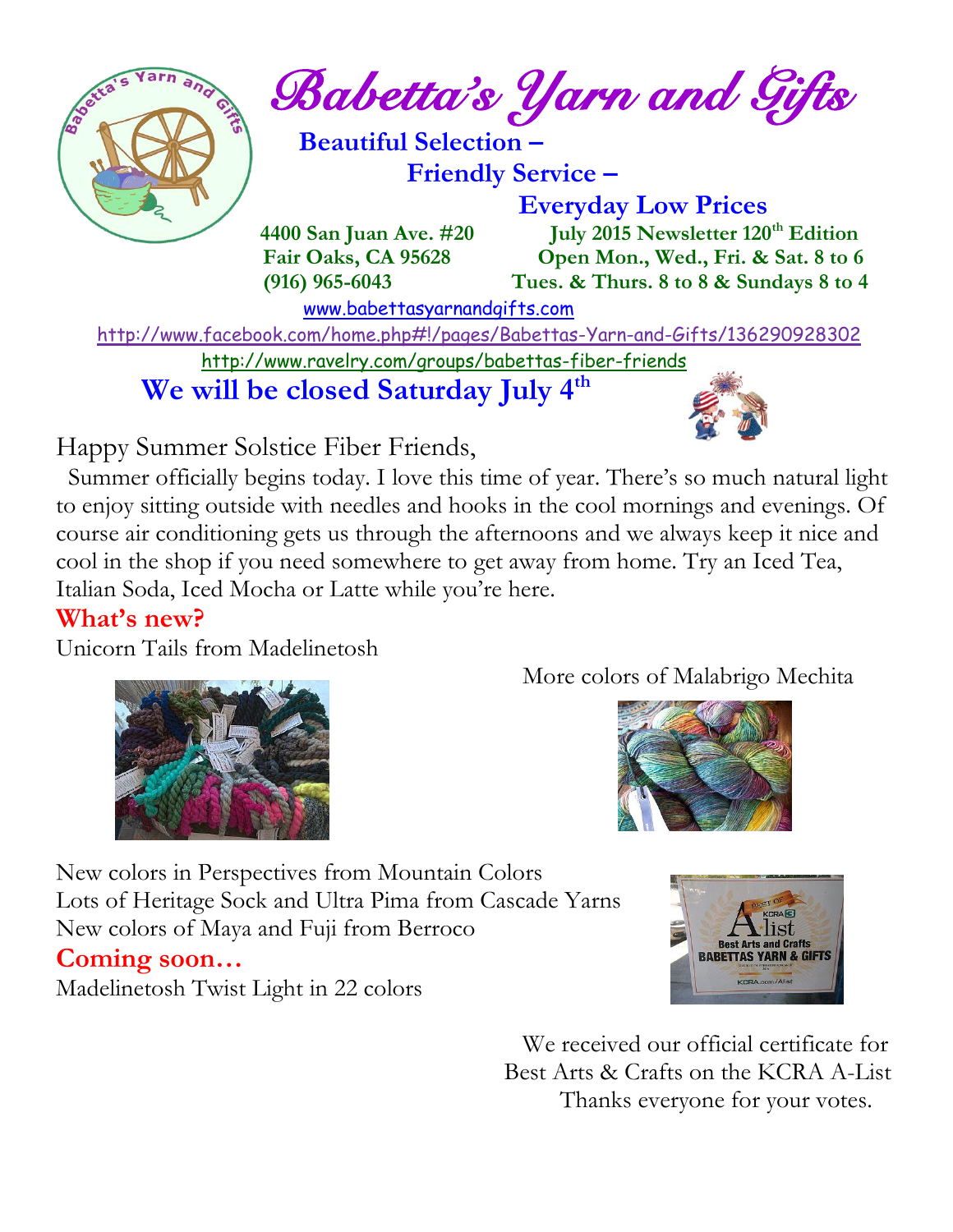# Babetta's Yarn and Gifts

**Beautiful Selection –**
**Friendly Service –**
**Everyday Low Prices**

**4400 San Juan Ave. #20**
**Fair Oaks, CA 95628**
**(916) 965-6043**

**July 2015 Newsletter 120th Edition**
**Open Mon., Wed., Fri. & Sat. 8 to 6**
**Tues. & Thurs. 8 to 8 & Sundays 8 to 4**

www.babettasyarnandgifts.com

http://www.facebook.com/home.php#!/pages/Babettas-Yarn-and-Gifts/136290928302

http://www.ravelry.com/groups/babettas-fiber-friends

## We will be closed Saturday July 4th

Happy Summer Solstice Fiber Friends,

Summer officially begins today. I love this time of year. There's so much natural light to enjoy sitting outside with needles and hooks in the cool mornings and evenings. Of course air conditioning gets us through the afternoons and we always keep it nice and cool in the shop if you need somewhere to get away from home. Try an Iced Tea, Italian Soda, Iced Mocha or Latte while you're here.

## What's new?

Unicorn Tails from Madelinetosh

More colors of Malabrigo Mechita

New colors in Perspectives from Mountain Colors
Lots of Heritage Sock and Ultra Pima from Cascade Yarns
New colors of Maya and Fuji from Berroco

## Coming soon…

Madelinetosh Twist Light in 22 colors

We received our official certificate for Best Arts & Crafts on the KCRA A-List
Thanks everyone for your votes.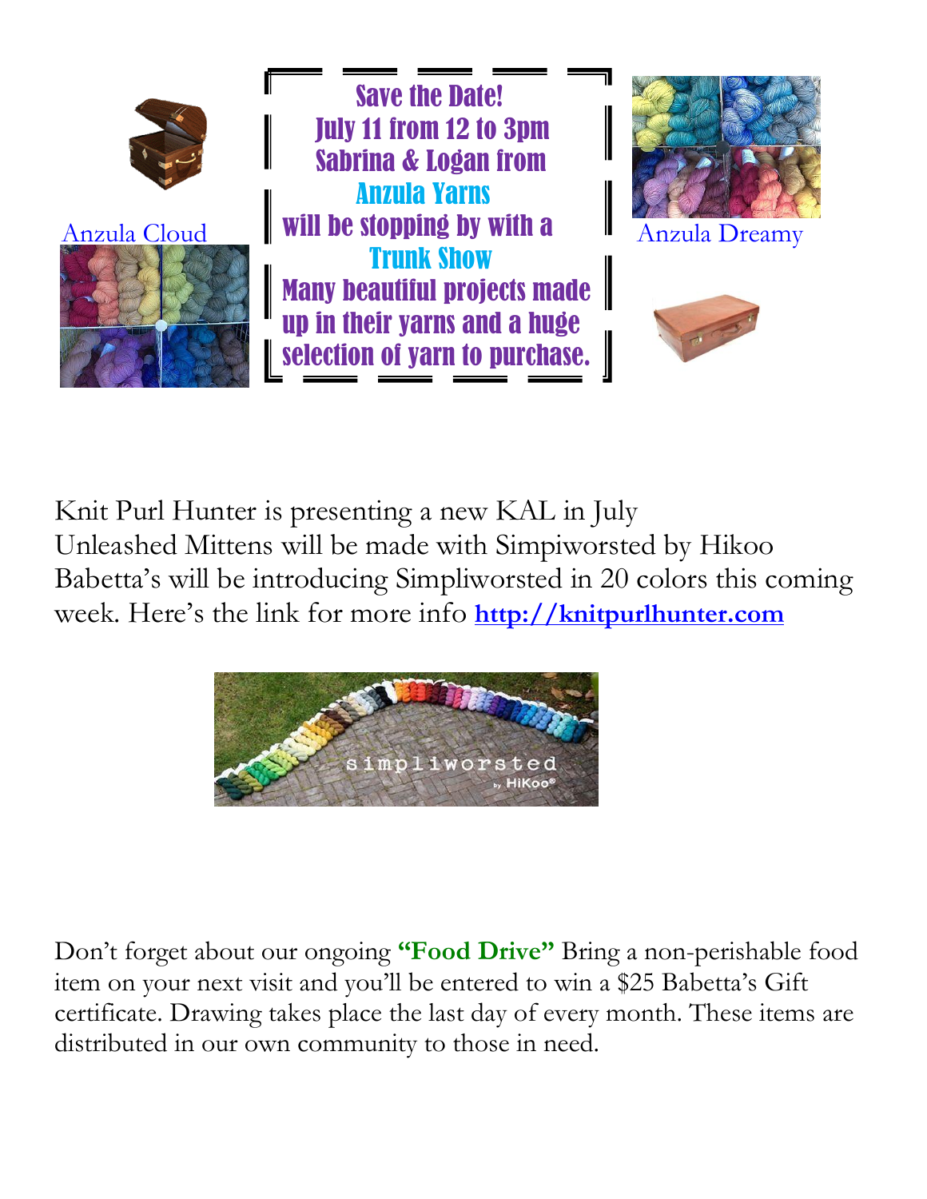Anzula Cloud

**Save the Date!**
**July 11 from 12 to 3pm**
**Sabrina & Logan from**
**Anzula Yarns**
**will be stopping by with a**
**Trunk Show**
**Many beautiful projects made up in their yarns and a huge selection of yarn to purchase.**

Anzula Dreamy

Knit Purl Hunter is presenting a new KAL in July
Unleashed Mittens will be made with Simpiworsted by Hikoo
Babetta's will be introducing Simpliworsted in 20 colors this coming week. Here's the link for more info **http://knitpurlhunter.com**

Don't forget about our ongoing **"Food Drive"** Bring a non-perishable food item on your next visit and you'll be entered to win a $25 Babetta's Gift certificate. Drawing takes place the last day of every month. These items are distributed in our own community to those in need.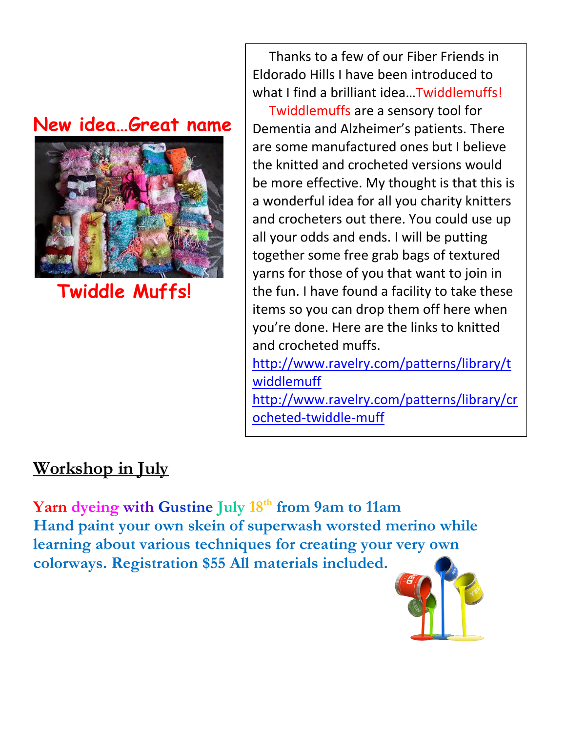## New idea…Great name

**Twiddle Muffs!**

Thanks to a few of our Fiber Friends in Eldorado Hills I have been introduced to what I find a brilliant idea…Twiddlemuffs!

Twiddlemuffs are a sensory tool for Dementia and Alzheimer's patients. There are some manufactured ones but I believe the knitted and crocheted versions would be more effective. My thought is that this is a wonderful idea for all you charity knitters and crocheters out there. You could use up all your odds and ends. I will be putting together some free grab bags of textured yarns for those of you that want to join in the fun. I have found a facility to take these items so you can drop them off here when you're done. Here are the links to knitted and crocheted muffs.

http://www.ravelry.com/patterns/library/twiddlemuff

http://www.ravelry.com/patterns/library/crocheted-twiddle-muff

## Workshop in July

**Yarn dyeing with Gustine July 18th from 9am to 11am**

**Hand paint your own skein of superwash worsted merino while learning about various techniques for creating your very own colorways. Registration $55 All materials included.**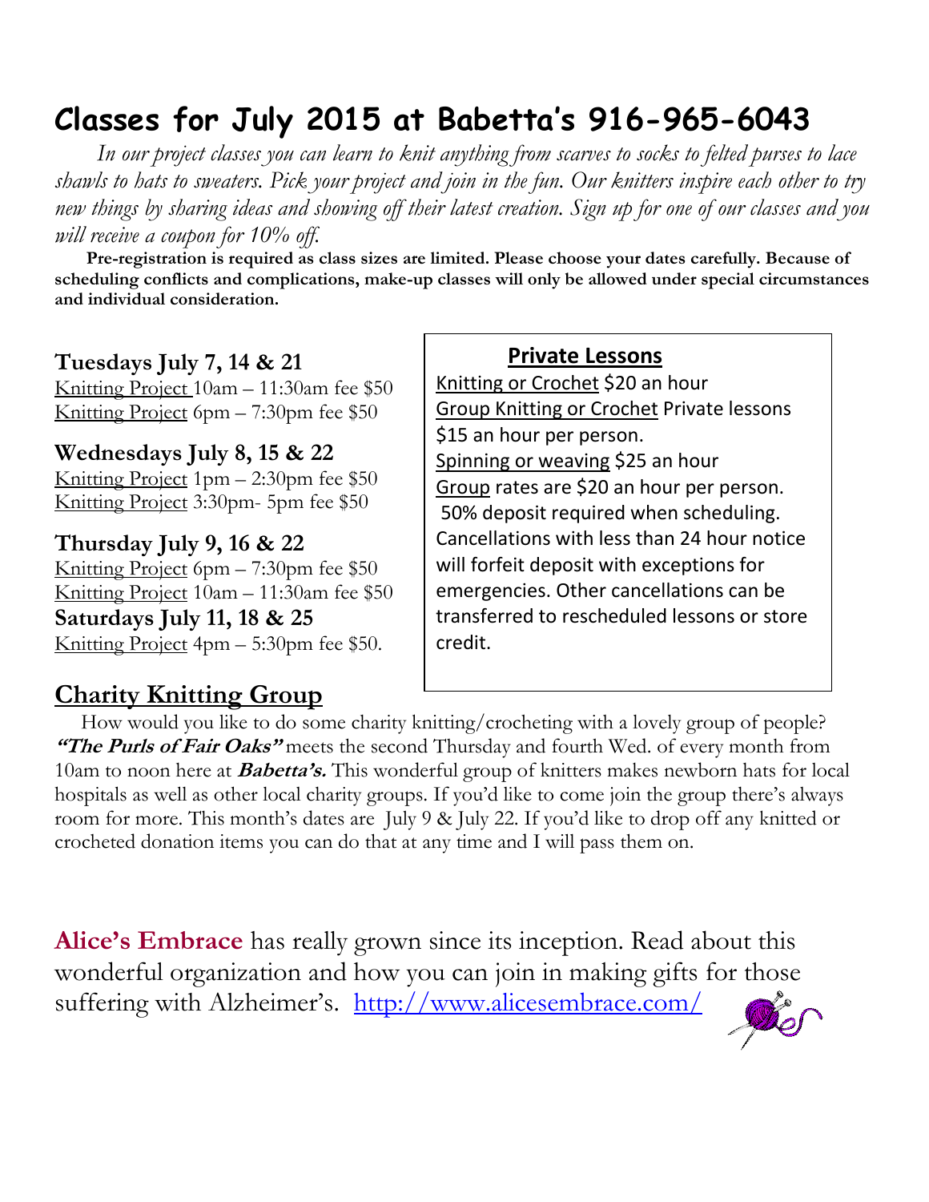# Classes for July 2015 at Babetta's 916-965-6043

*In our project classes you can learn to knit anything from scarves to socks to felted purses to lace shawls to hats to sweaters. Pick your project and join in the fun. Our knitters inspire each other to try new things by sharing ideas and showing off their latest creation. Sign up for one of our classes and you will receive a coupon for 10% off.*

**Pre-registration is required as class sizes are limited. Please choose your dates carefully. Because of scheduling conflicts and complications, make-up classes will only be allowed under special circumstances and individual consideration.**

**Tuesdays July 7, 14 & 21**

Knitting Project 10am – 11:30am fee $50
Knitting Project 6pm – 7:30pm fee $50

**Wednesdays July 8, 15 & 22**

Knitting Project 1pm – 2:30pm fee $50
Knitting Project 3:30pm- 5pm fee $50

**Thursday July 9, 16 & 22**

Knitting Project 6pm – 7:30pm fee $50
Knitting Project 10am – 11:30am fee $50

**Saturdays July 11, 18 & 25**

Knitting Project 4pm – 5:30pm fee $50.

**Private Lessons**

Knitting or Crochet $20 an hour
Group Knitting or Crochet Private lessons $15 an hour per person.
Spinning or weaving $25 an hour
Group rates are $20 an hour per person.
50% deposit required when scheduling. Cancellations with less than 24 hour notice will forfeit deposit with exceptions for emergencies. Other cancellations can be transferred to rescheduled lessons or store credit.

## Charity Knitting Group

How would you like to do some charity knitting/crocheting with a lovely group of people? ***"The Purls of Fair Oaks"*** meets the second Thursday and fourth Wed. of every month from 10am to noon here at ***Babetta's.*** This wonderful group of knitters makes newborn hats for local hospitals as well as other local charity groups. If you'd like to come join the group there's always room for more. This month's dates are July 9 & July 22. If you'd like to drop off any knitted or crocheted donation items you can do that at any time and I will pass them on.

**Alice's Embrace** has really grown since its inception. Read about this wonderful organization and how you can join in making gifts for those suffering with Alzheimer's. http://www.alicesembrace.com/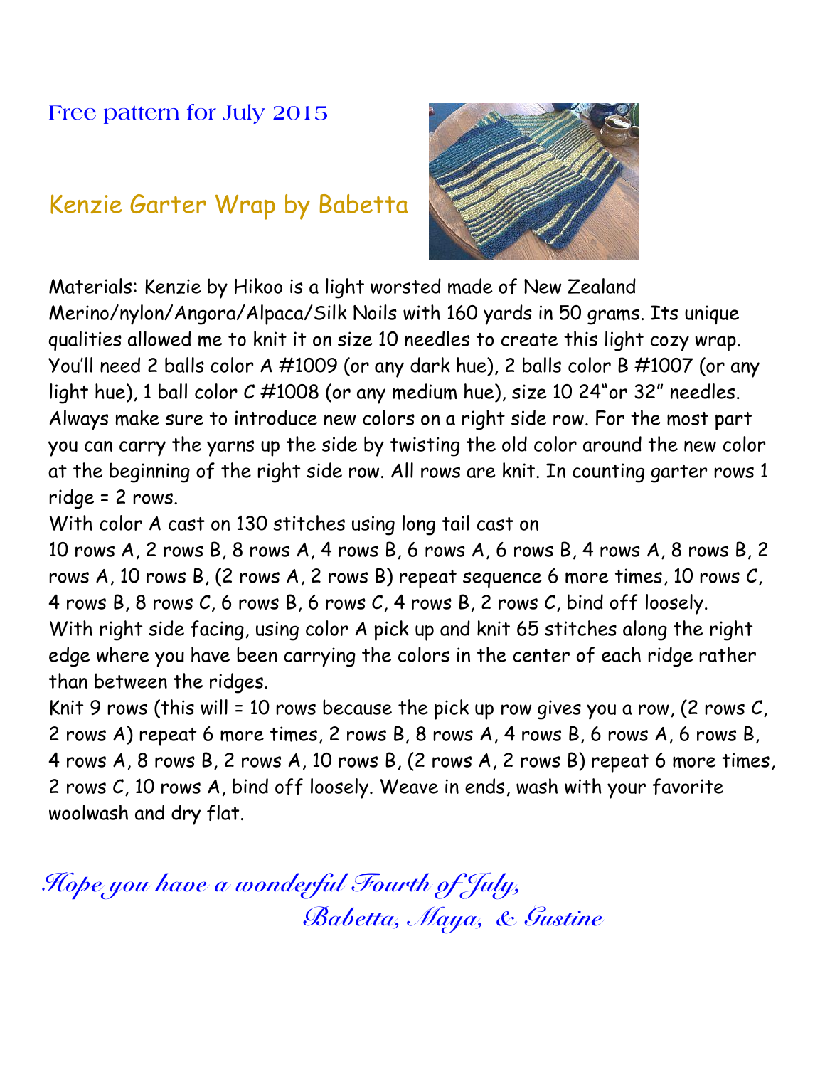Free pattern for July 2015

## Kenzie Garter Wrap by Babetta

Materials: Kenzie by Hikoo is a light worsted made of New Zealand Merino/nylon/Angora/Alpaca/Silk Noils with 160 yards in 50 grams. Its unique qualities allowed me to knit it on size 10 needles to create this light cozy wrap. You'll need 2 balls color A #1009 (or any dark hue), 2 balls color B #1007 (or any light hue), 1 ball color C #1008 (or any medium hue), size 10 24"or 32" needles. Always make sure to introduce new colors on a right side row. For the most part you can carry the yarns up the side by twisting the old color around the new color at the beginning of the right side row. All rows are knit. In counting garter rows 1 ridge = 2 rows.

With color A cast on 130 stitches using long tail cast on

10 rows A, 2 rows B, 8 rows A, 4 rows B, 6 rows A, 6 rows B, 4 rows A, 8 rows B, 2 rows A, 10 rows B, (2 rows A, 2 rows B) repeat sequence 6 more times, 10 rows C, 4 rows B, 8 rows C, 6 rows B, 6 rows C, 4 rows B, 2 rows C, bind off loosely.

With right side facing, using color A pick up and knit 65 stitches along the right edge where you have been carrying the colors in the center of each ridge rather than between the ridges.

Knit 9 rows (this will = 10 rows because the pick up row gives you a row, (2 rows C, 2 rows A) repeat 6 more times, 2 rows B, 8 rows A, 4 rows B, 6 rows A, 6 rows B, 4 rows A, 8 rows B, 2 rows A, 10 rows B, (2 rows A, 2 rows B) repeat 6 more times, 2 rows C, 10 rows A, bind off loosely. Weave in ends, wash with your favorite woolwash and dry flat.

*Hope you have a wonderful Fourth of July,*

*Babetta, Maya, & Gustine*